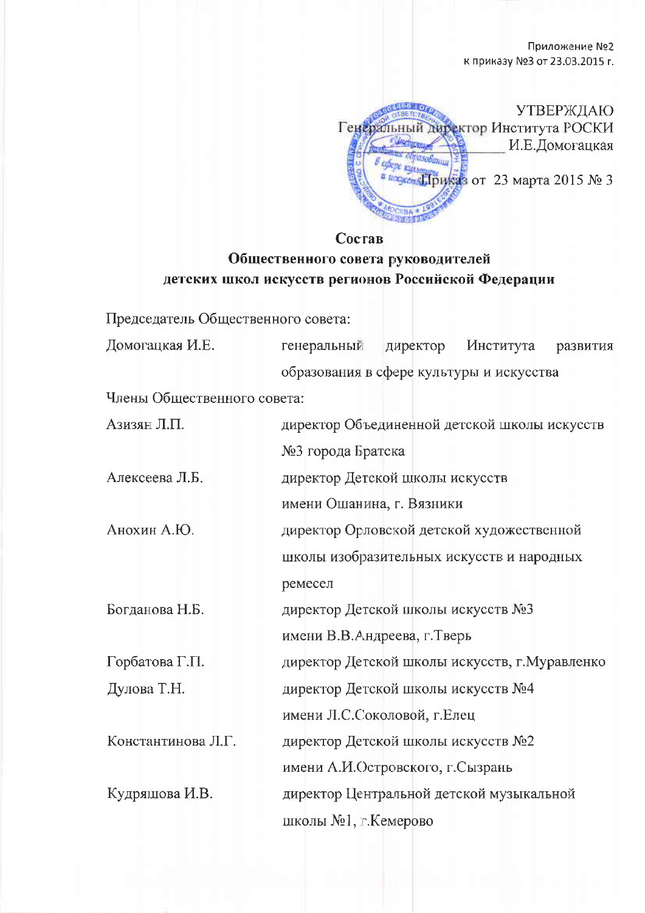Приложение №2
к приказу №3 от 23.03.2015 г.

УТВЕРЖДАЮ
Генеральный директор Института РОСКИ
_____________ И.Е.Домогацкая

Приказ от 23 марта 2015 № 3

## Состав
## Общественного совета руководителей детских школ искусств регионов Российской Федерации

Председатель Общественного совета:

| | |
|---|---|
| Домогацкая И.Е. | генеральный директор Института развития образования в сфере культуры и искусства |

Члены Общественного совета:

| | |
|---|---|
| Азизян Л.П. | директор Объединенной детской школы искусств №3 города Братска |
| Алексеева Л.Б. | директор Детской школы искусств имени Ошанина, г. Вязники |
| Анохин А.Ю. | директор Орловской детской художественной школы изобразительных искусств и народных ремесел |
| Богданова Н.Б. | директор Детской школы искусств №3 имени В.В.Андреева, г.Тверь |
| Горбатова Г.П. | директор Детской школы искусств, г.Муравленко |
| Дулова Т.Н. | директор Детской школы искусств №4 имени Л.С.Соколовой, г.Елец |
| Константинова Л.Г. | директор Детской школы искусств №2 имени А.И.Островского, г.Сызрань |
| Кудряшова И.В. | директор Центральной детской музыкальной школы №1, г.Кемерово |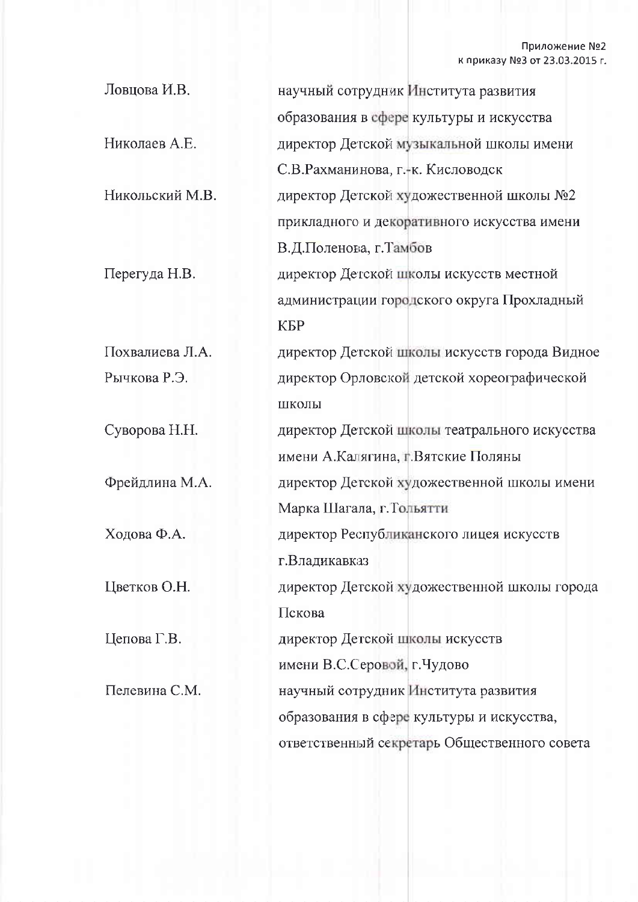Приложение №2
к приказу №3 от 23.03.2015 г.

| | |
|---|---|
| Ловцова И.В. | научный сотрудник Института развития образования в сфере культуры и искусства |
| Николаев А.Е. | директор Детской музыкальной школы имени С.В.Рахманинова, г.-к. Кисловодск |
| Никольский М.В. | директор Детской художественной школы №2 прикладного и декоративного искусства имени В.Д.Поленова, г.Тамбов |
| Перегуда Н.В. | директор Детской школы искусств местной администрации городского округа Прохладный КБР |
| Похвалиева Л.А. | директор Детской школы искусств города Видное |
| Рычкова Р.Э. | директор Орловской детской хореографической школы |
| Суворова Н.Н. | директор Детской школы театрального искусства имени А.Калягина, г.Вятские Поляны |
| Фрейдлина М.А. | директор Детской художественной школы имени Марка Шагала, г.Тольятти |
| Ходова Ф.А. | директор Республиканского лицея искусств г.Владикавказ |
| Цветков О.Н. | директор Детской художественной школы города Пскова |
| Цепова Г.В. | директор Детской школы искусств имени В.С.Серовой, г.Чудово |
| Пелевина С.М. | научный сотрудник Института развития образования в сфере культуры и искусства, ответственный секретарь Общественного совета |